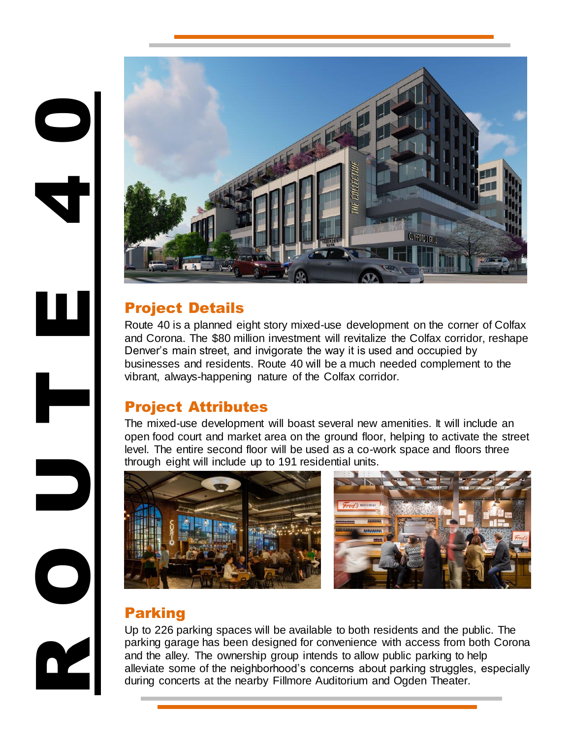# ROUTE 40

## Project Details

Route 40 is a planned eight story mixed-use development on the corner of Colfax and Corona. The $80 million investment will revitalize the Colfax corridor, reshape Denver's main street, and invigorate the way it is used and occupied by businesses and residents. Route 40 will be a much needed complement to the vibrant, always-happening nature of the Colfax corridor.

## Project Attributes

The mixed-use development will boast several new amenities. It will include an open food court and market area on the ground floor, helping to activate the street level. The entire second floor will be used as a co-work space and floors three through eight will include up to 191 residential units.

## Parking

Up to 226 parking spaces will be available to both residents and the public. The parking garage has been designed for convenience with access from both Corona and the alley. The ownership group intends to allow public parking to help alleviate some of the neighborhood's concerns about parking struggles, especially during concerts at the nearby Fillmore Auditorium and Ogden Theater.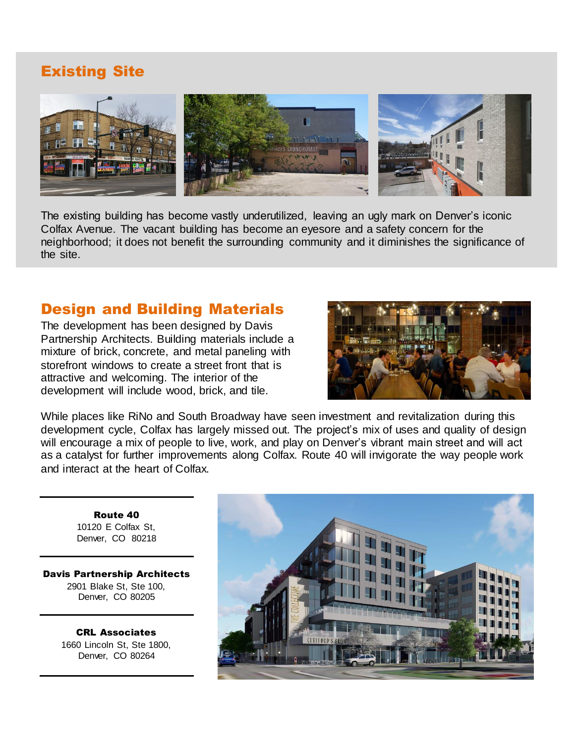## Existing Site

The existing building has become vastly underutilized, leaving an ugly mark on Denver's iconic Colfax Avenue. The vacant building has become an eyesore and a safety concern for the neighborhood; it does not benefit the surrounding community and it diminishes the significance of the site.

## Design and Building Materials

The development has been designed by Davis Partnership Architects. Building materials include a mixture of brick, concrete, and metal paneling with storefront windows to create a street front that is attractive and welcoming. The interior of the development will include wood, brick, and tile.

While places like RiNo and South Broadway have seen investment and revitalization during this development cycle, Colfax has largely missed out. The project's mix of uses and quality of design will encourage a mix of people to live, work, and play on Denver's vibrant main street and will act as a catalyst for further improvements along Colfax. Route 40 will invigorate the way people work and interact at the heart of Colfax.

**Route 40**
10120 E Colfax St,
Denver, CO 80218

**Davis Partnership Architects**
2901 Blake St, Ste 100,
Denver, CO 80205

**CRL Associates**
1660 Lincoln St, Ste 1800,
Denver, CO 80264